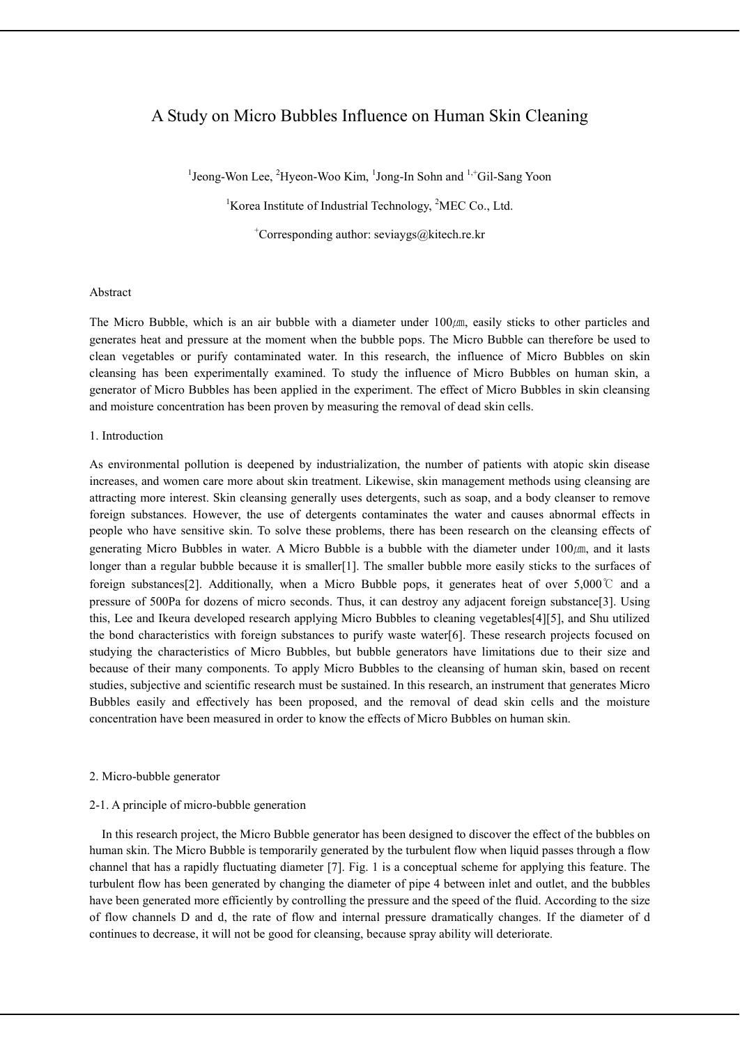# A Study on Micro Bubbles Influence on Human Skin Cleaning

[1]Jeong-Won Lee, [2]Hyeon-Woo Kim, [1]Jong-In Sohn and [1,+]Gil-Sang Yoon

[1]Korea Institute of Industrial Technology, [2]MEC Co., Ltd.

[+]Corresponding author: seviaygs@kitech.re.kr

## Abstract

The Micro Bubble, which is an air bubble with a diameter under 100㎛, easily sticks to other particles and generates heat and pressure at the moment when the bubble pops. The Micro Bubble can therefore be used to clean vegetables or purify contaminated water. In this research, the influence of Micro Bubbles on skin cleansing has been experimentally examined. To study the influence of Micro Bubbles on human skin, a generator of Micro Bubbles has been applied in the experiment. The effect of Micro Bubbles in skin cleansing and moisture concentration has been proven by measuring the removal of dead skin cells.

## 1. Introduction

As environmental pollution is deepened by industrialization, the number of patients with atopic skin disease increases, and women care more about skin treatment. Likewise, skin management methods using cleansing are attracting more interest. Skin cleansing generally uses detergents, such as soap, and a body cleanser to remove foreign substances. However, the use of detergents contaminates the water and causes abnormal effects in people who have sensitive skin. To solve these problems, there has been research on the cleansing effects of generating Micro Bubbles in water. A Micro Bubble is a bubble with the diameter under 100㎛, and it lasts longer than a regular bubble because it is smaller[1]. The smaller bubble more easily sticks to the surfaces of foreign substances[2]. Additionally, when a Micro Bubble pops, it generates heat of over 5,000℃ and a pressure of 500Pa for dozens of micro seconds. Thus, it can destroy any adjacent foreign substance[3]. Using this, Lee and Ikeura developed research applying Micro Bubbles to cleaning vegetables[4][5], and Shu utilized the bond characteristics with foreign substances to purify waste water[6]. These research projects focused on studying the characteristics of Micro Bubbles, but bubble generators have limitations due to their size and because of their many components. To apply Micro Bubbles to the cleansing of human skin, based on recent studies, subjective and scientific research must be sustained. In this research, an instrument that generates Micro Bubbles easily and effectively has been proposed, and the removal of dead skin cells and the moisture concentration have been measured in order to know the effects of Micro Bubbles on human skin.

## 2. Micro-bubble generator

### 2-1. A principle of micro-bubble generation

In this research project, the Micro Bubble generator has been designed to discover the effect of the bubbles on human skin. The Micro Bubble is temporarily generated by the turbulent flow when liquid passes through a flow channel that has a rapidly fluctuating diameter [7]. Fig. 1 is a conceptual scheme for applying this feature. The turbulent flow has been generated by changing the diameter of pipe 4 between inlet and outlet, and the bubbles have been generated more efficiently by controlling the pressure and the speed of the fluid. According to the size of flow channels D and d, the rate of flow and internal pressure dramatically changes. If the diameter of d continues to decrease, it will not be good for cleansing, because spray ability will deteriorate.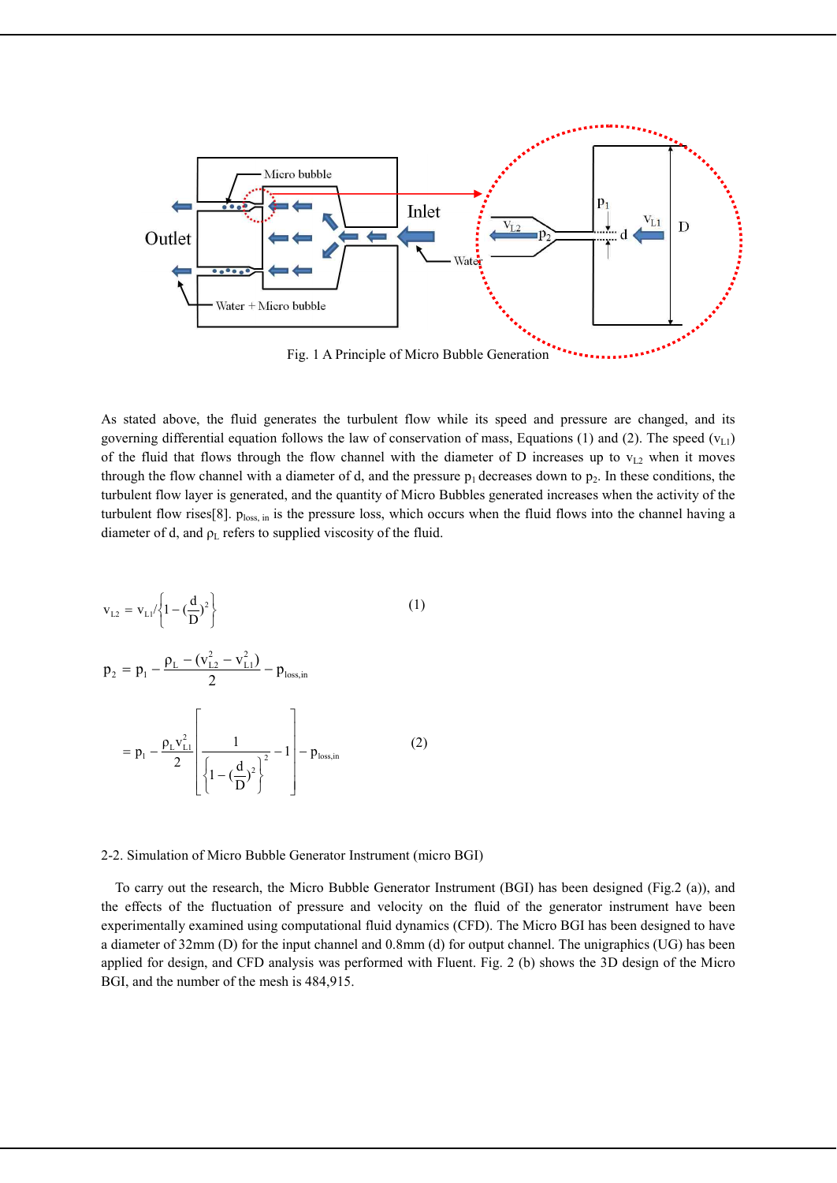Fig. 1 A Principle of Micro Bubble Generation

As stated above, the fluid generates the turbulent flow while its speed and pressure are changed, and its governing differential equation follows the law of conservation of mass, Equations (1) and (2). The speed ($v_{L1}$) of the fluid that flows through the flow channel with the diameter of D increases up to $v_{L2}$ when it moves through the flow channel with a diameter of d, and the pressure $p_1$ decreases down to $p_2$. In these conditions, the turbulent flow layer is generated, and the quantity of Micro Bubbles generated increases when the activity of the turbulent flow rises[8]. $p_{loss,\,in}$ is the pressure loss, which occurs when the fluid flows into the channel having a diameter of d, and $\rho_L$ refers to supplied viscosity of the fluid.

$$v_{L2} = v_{L1} / \left\{1 - \left(\frac{d}{D}\right)^2\right\} \tag{1}$$

$$p_2 = p_1 - \frac{\rho_L - (v_{L2}^2 - v_{L1}^2)}{2} - p_{loss,in}$$

$$= p_1 - \frac{\rho_L v_{L1}^2}{2}\left[\frac{1}{\left\{1 - \left(\frac{d}{D}\right)^2\right\}^2} - 1\right] - p_{loss,in} \tag{2}$$

2-2. Simulation of Micro Bubble Generator Instrument (micro BGI)

To carry out the research, the Micro Bubble Generator Instrument (BGI) has been designed (Fig.2 (a)), and the effects of the fluctuation of pressure and velocity on the fluid of the generator instrument have been experimentally examined using computational fluid dynamics (CFD). The Micro BGI has been designed to have a diameter of 32mm (D) for the input channel and 0.8mm (d) for output channel. The unigraphics (UG) has been applied for design, and CFD analysis was performed with Fluent. Fig. 2 (b) shows the 3D design of the Micro BGI, and the number of the mesh is 484,915.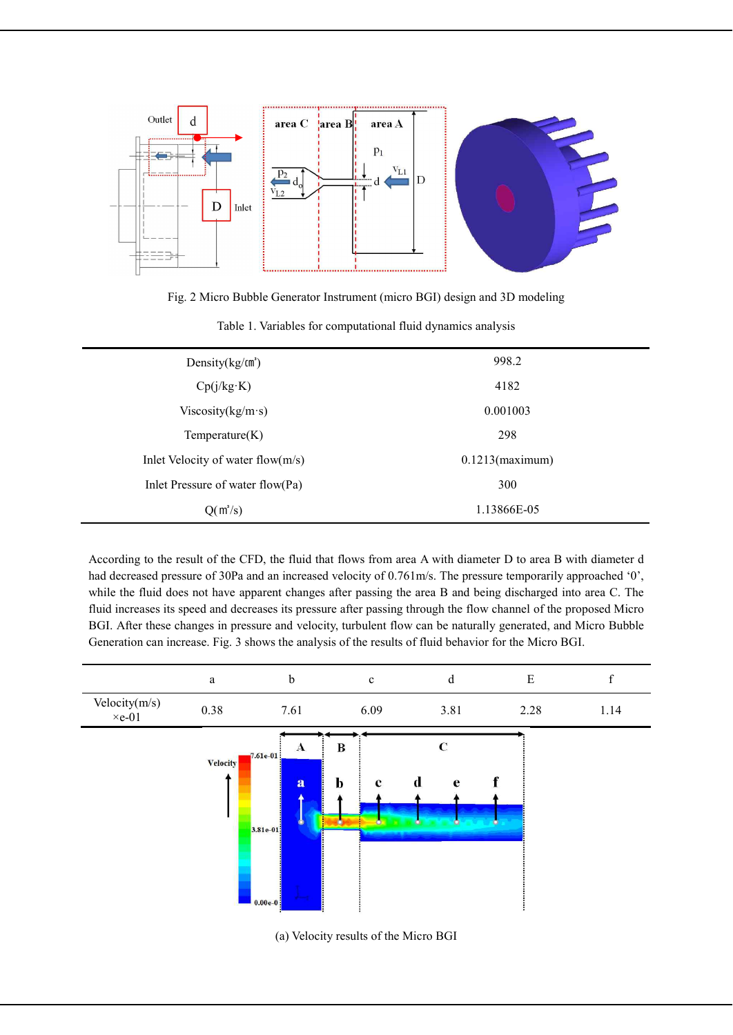Fig. 2 Micro Bubble Generator Instrument (micro BGI) design and 3D modeling

Table 1. Variables for computational fluid dynamics analysis

| | |
|---|---|
| Density(kg/㎥) | 998.2 |
| Cp(j/kg·K) | 4182 |
| Viscosity(kg/m·s) | 0.001003 |
| Temperature(K) | 298 |
| Inlet Velocity of water flow(m/s) | 0.1213(maximum) |
| Inlet Pressure of water flow(Pa) | 300 |
| Q(㎥/s) | 1.13866E-05 |

According to the result of the CFD, the fluid that flows from area A with diameter D to area B with diameter d had decreased pressure of 30Pa and an increased velocity of 0.761m/s. The pressure temporarily approached '0', while the fluid does not have apparent changes after passing the area B and being discharged into area C. The fluid increases its speed and decreases its pressure after passing through the flow channel of the proposed Micro BGI. After these changes in pressure and velocity, turbulent flow can be naturally generated, and Micro Bubble Generation can increase. Fig. 3 shows the analysis of the results of fluid behavior for the Micro BGI.

| | a | b | c | d | E | f |
|---|---|---|---|---|---|---|
| Velocity(m/s) ×e-01 | 0.38 | 7.61 | 6.09 | 3.81 | 2.28 | 1.14 |

(a) Velocity results of the Micro BGI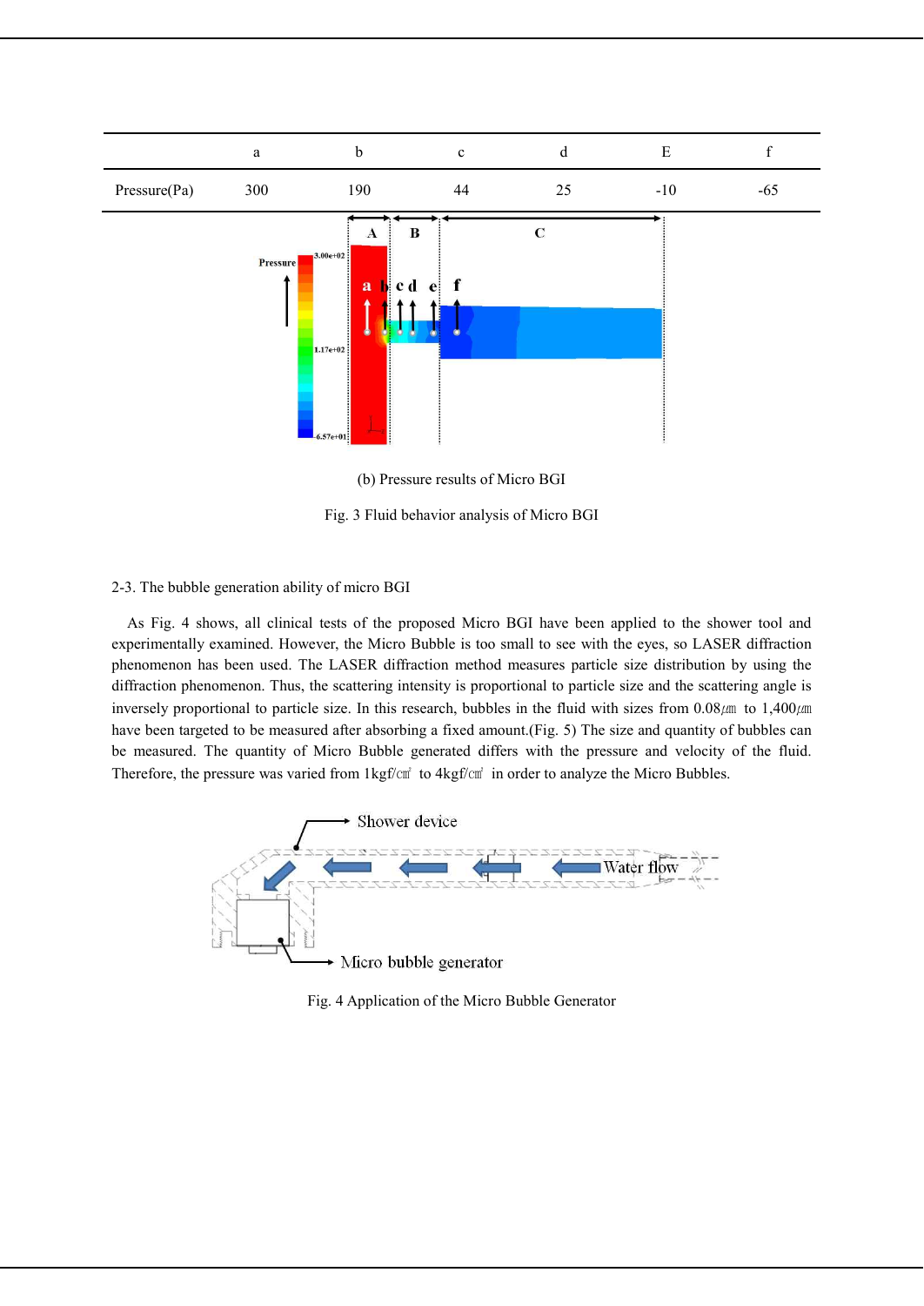|  | a | b | c | d | E | f |
|---|---|---|---|---|---|---|
| Pressure(Pa) | 300 | 190 | 44 | 25 | -10 | -65 |

(b) Pressure results of Micro BGI

Fig. 3 Fluid behavior analysis of Micro BGI

2-3. The bubble generation ability of micro BGI

As Fig. 4 shows, all clinical tests of the proposed Micro BGI have been applied to the shower tool and experimentally examined. However, the Micro Bubble is too small to see with the eyes, so LASER diffraction phenomenon has been used. The LASER diffraction method measures particle size distribution by using the diffraction phenomenon. Thus, the scattering intensity is proportional to particle size and the scattering angle is inversely proportional to particle size. In this research, bubbles in the fluid with sizes from 0.08㎛ to 1,400㎛ have been targeted to be measured after absorbing a fixed amount.(Fig. 5) The size and quantity of bubbles can be measured. The quantity of Micro Bubble generated differs with the pressure and velocity of the fluid. Therefore, the pressure was varied from 1kgf/㎠ to 4kgf/㎠ in order to analyze the Micro Bubbles.

Fig. 4 Application of the Micro Bubble Generator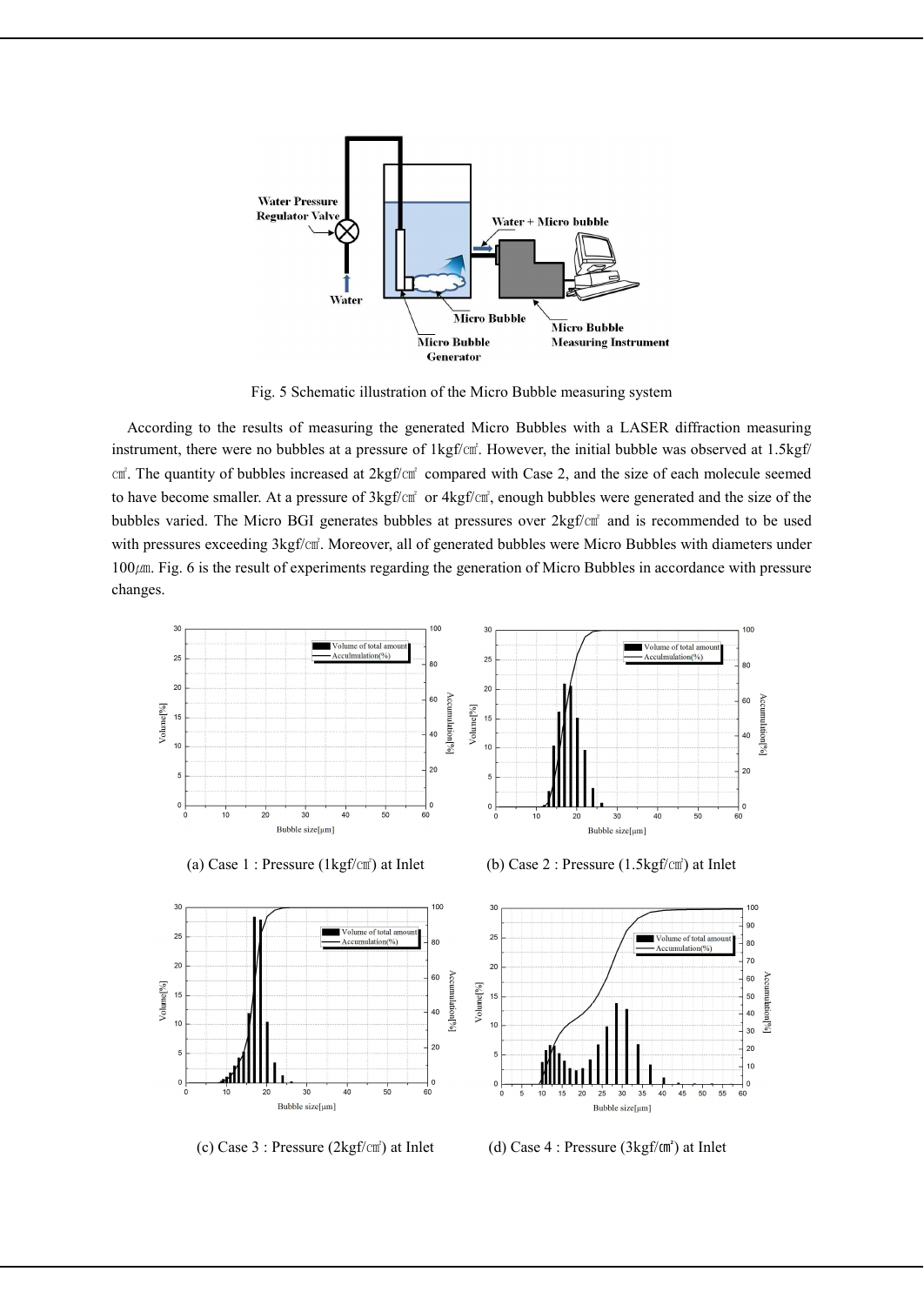Fig. 5 Schematic illustration of the Micro Bubble measuring system

According to the results of measuring the generated Micro Bubbles with a LASER diffraction measuring instrument, there were no bubbles at a pressure of 1kgf/㎠. However, the initial bubble was observed at 1.5kgf/㎠. The quantity of bubbles increased at 2kgf/㎠ compared with Case 2, and the size of each molecule seemed to have become smaller. At a pressure of 3kgf/㎠ or 4kgf/㎠, enough bubbles were generated and the size of the bubbles varied. The Micro BGI generates bubbles at pressures over 2kgf/㎠ and is recommended to be used with pressures exceeding 3kgf/㎠. Moreover, all of generated bubbles were Micro Bubbles with diameters under 100㎛. Fig. 6 is the result of experiments regarding the generation of Micro Bubbles in accordance with pressure changes.

(a) Case 1 : Pressure (1kgf/㎠) at Inlet

(b) Case 2 : Pressure (1.5kgf/㎠) at Inlet

(c) Case 3 : Pressure (2kgf/㎠) at Inlet

(d) Case 4 : Pressure (3kgf/㎠) at Inlet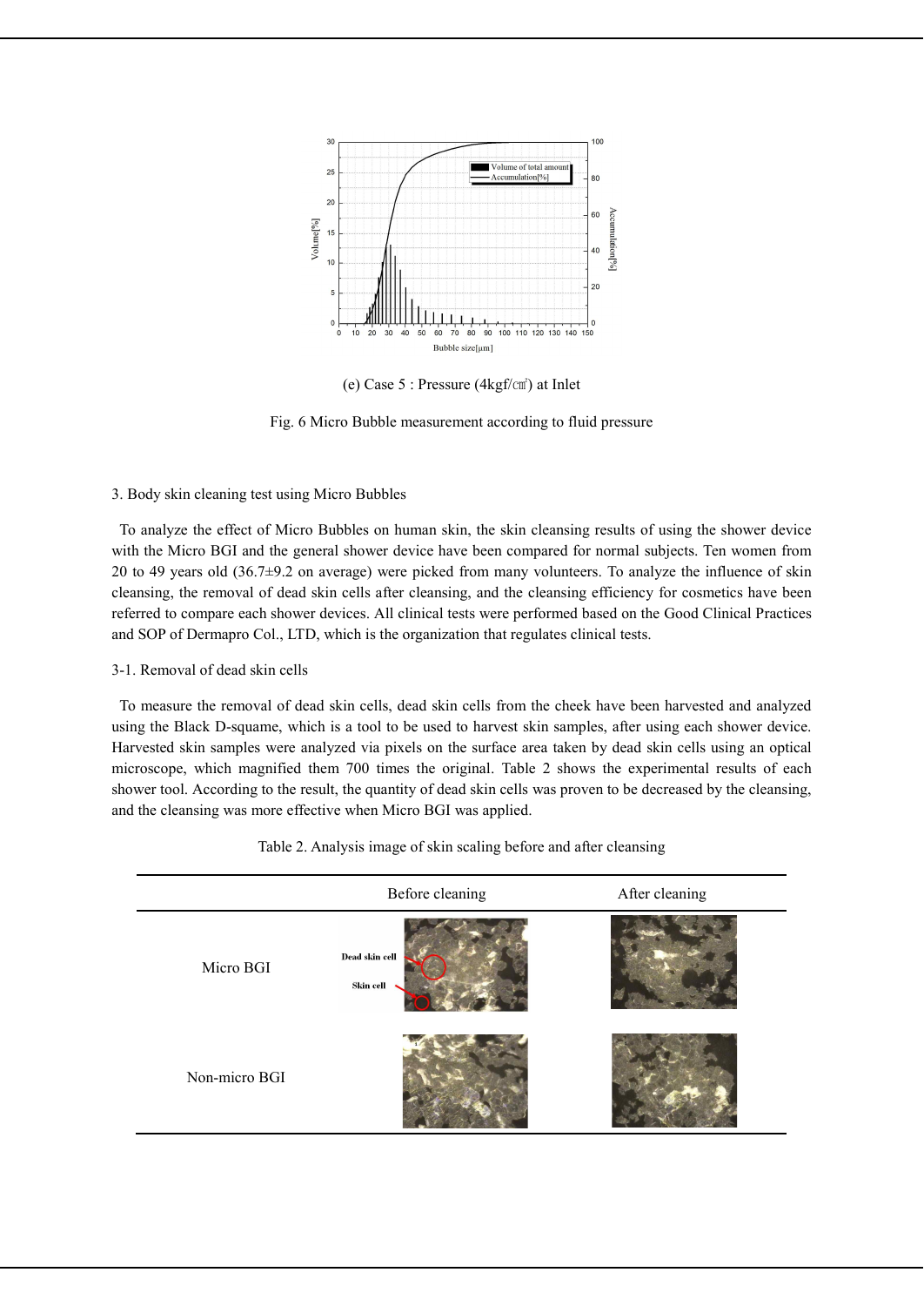(e) Case 5 : Pressure (4kgf/㎠) at Inlet

Fig. 6 Micro Bubble measurement according to fluid pressure

## 3. Body skin cleaning test using Micro Bubbles

To analyze the effect of Micro Bubbles on human skin, the skin cleansing results of using the shower device with the Micro BGI and the general shower device have been compared for normal subjects. Ten women from 20 to 49 years old (36.7±9.2 on average) were picked from many volunteers. To analyze the influence of skin cleansing, the removal of dead skin cells after cleansing, and the cleansing efficiency for cosmetics have been referred to compare each shower devices. All clinical tests were performed based on the Good Clinical Practices and SOP of Dermapro Col., LTD, which is the organization that regulates clinical tests.

### 3-1. Removal of dead skin cells

To measure the removal of dead skin cells, dead skin cells from the cheek have been harvested and analyzed using the Black D-squame, which is a tool to be used to harvest skin samples, after using each shower device. Harvested skin samples were analyzed via pixels on the surface area taken by dead skin cells using an optical microscope, which magnified them 700 times the original. Table 2 shows the experimental results of each shower tool. According to the result, the quantity of dead skin cells was proven to be decreased by the cleansing, and the cleansing was more effective when Micro BGI was applied.

Table 2. Analysis image of skin scaling before and after cleansing

| | Before cleaning | After cleaning |
|---|---|---|
| Micro BGI | Dead skin cell / Skin cell | |
| Non-micro BGI | | |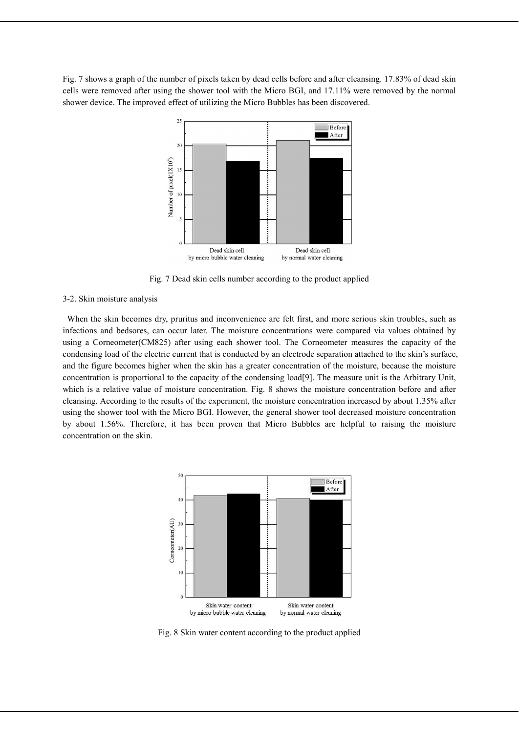Fig. 7 shows a graph of the number of pixels taken by dead cells before and after cleansing. 17.83% of dead skin cells were removed after using the shower tool with the Micro BGI, and 17.11% were removed by the normal shower device. The improved effect of utilizing the Micro Bubbles has been discovered.

Fig. 7 Dead skin cells number according to the product applied

3-2. Skin moisture analysis

When the skin becomes dry, pruritus and inconvenience are felt first, and more serious skin troubles, such as infections and bedsores, can occur later. The moisture concentrations were compared via values obtained by using a Corneometer(CM825) after using each shower tool. The Corneometer measures the capacity of the condensing load of the electric current that is conducted by an electrode separation attached to the skin's surface, and the figure becomes higher when the skin has a greater concentration of the moisture, because the moisture concentration is proportional to the capacity of the condensing load[9]. The measure unit is the Arbitrary Unit, which is a relative value of moisture concentration. Fig. 8 shows the moisture concentration before and after cleansing. According to the results of the experiment, the moisture concentration increased by about 1.35% after using the shower tool with the Micro BGI. However, the general shower tool decreased moisture concentration by about 1.56%. Therefore, it has been proven that Micro Bubbles are helpful to raising the moisture concentration on the skin.

Fig. 8 Skin water content according to the product applied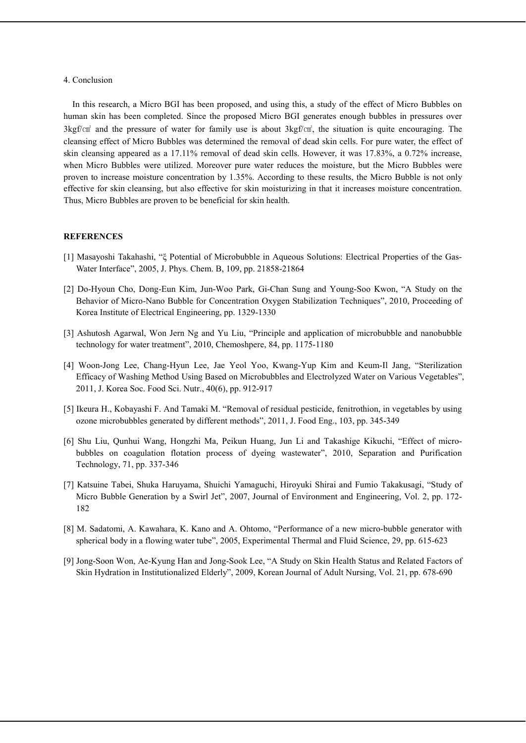## 4. Conclusion

In this research, a Micro BGI has been proposed, and using this, a study of the effect of Micro Bubbles on human skin has been completed. Since the proposed Micro BGI generates enough bubbles in pressures over 3kgf/㎠ and the pressure of water for family use is about 3kgf/㎠, the situation is quite encouraging. The cleansing effect of Micro Bubbles was determined the removal of dead skin cells. For pure water, the effect of skin cleansing appeared as a 17.11% removal of dead skin cells. However, it was 17.83%, a 0.72% increase, when Micro Bubbles were utilized. Moreover pure water reduces the moisture, but the Micro Bubbles were proven to increase moisture concentration by 1.35%. According to these results, the Micro Bubble is not only effective for skin cleansing, but also effective for skin moisturizing in that it increases moisture concentration. Thus, Micro Bubbles are proven to be beneficial for skin health.

## REFERENCES

[1] Masayoshi Takahashi, "ξ Potential of Microbubble in Aqueous Solutions: Electrical Properties of the Gas-Water Interface", 2005, J. Phys. Chem. B, 109, pp. 21858-21864

[2] Do-Hyoun Cho, Dong-Eun Kim, Jun-Woo Park, Gi-Chan Sung and Young-Soo Kwon, "A Study on the Behavior of Micro-Nano Bubble for Concentration Oxygen Stabilization Techniques", 2010, Proceeding of Korea Institute of Electrical Engineering, pp. 1329-1330

[3] Ashutosh Agarwal, Won Jern Ng and Yu Liu, "Principle and application of microbubble and nanobubble technology for water treatment", 2010, Chemoshpere, 84, pp. 1175-1180

[4] Woon-Jong Lee, Chang-Hyun Lee, Jae Yeol Yoo, Kwang-Yup Kim and Keum-Il Jang, "Sterilization Efficacy of Washing Method Using Based on Microbubbles and Electrolyzed Water on Various Vegetables", 2011, J. Korea Soc. Food Sci. Nutr., 40(6), pp. 912-917

[5] Ikeura H., Kobayashi F. And Tamaki M. "Removal of residual pesticide, fenitrothion, in vegetables by using ozone microbubbles generated by different methods", 2011, J. Food Eng., 103, pp. 345-349

[6] Shu Liu, Qunhui Wang, Hongzhi Ma, Peikun Huang, Jun Li and Takashige Kikuchi, "Effect of micro-bubbles on coagulation flotation process of dyeing wastewater", 2010, Separation and Purification Technology, 71, pp. 337-346

[7] Katsuine Tabei, Shuka Haruyama, Shuichi Yamaguchi, Hiroyuki Shirai and Fumio Takakusagi, "Study of Micro Bubble Generation by a Swirl Jet", 2007, Journal of Environment and Engineering, Vol. 2, pp. 172-182

[8] M. Sadatomi, A. Kawahara, K. Kano and A. Ohtomo, "Performance of a new micro-bubble generator with spherical body in a flowing water tube", 2005, Experimental Thermal and Fluid Science, 29, pp. 615-623

[9] Jong-Soon Won, Ae-Kyung Han and Jong-Sook Lee, "A Study on Skin Health Status and Related Factors of Skin Hydration in Institutionalized Elderly", 2009, Korean Journal of Adult Nursing, Vol. 21, pp. 678-690